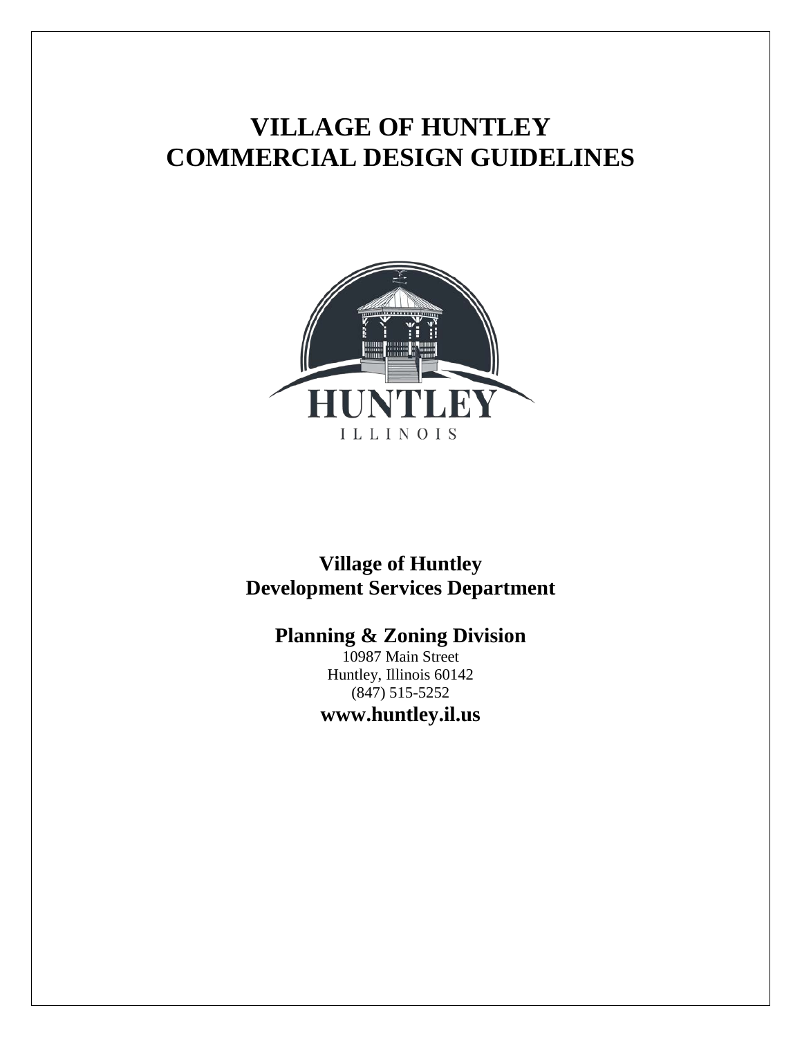# VILLAGE OF HUNTLEY
# COMMERCIAL DESIGN GUIDELINES

HUNTLEY
ILLINOIS

**Village of Huntley**
**Development Services Department**

## Planning & Zoning Division

10987 Main Street
Huntley, Illinois 60142
(847) 515-5252

**www.huntley.il.us**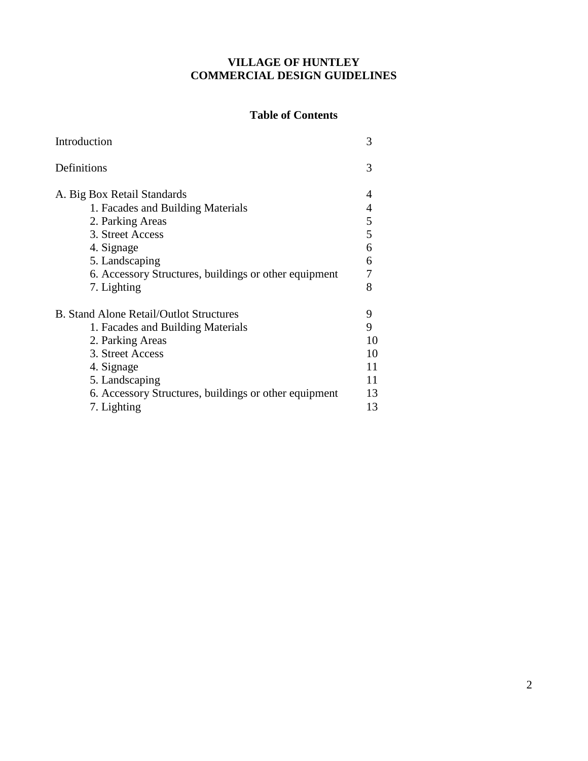# VILLAGE OF HUNTLEY
# COMMERCIAL DESIGN GUIDELINES

## Table of Contents

| | |
|---|---|
| Introduction | 3 |
| Definitions | 3 |
| A. Big Box Retail Standards | 4 |
| 1. Facades and Building Materials | 4 |
| 2. Parking Areas | 5 |
| 3. Street Access | 5 |
| 4. Signage | 6 |
| 5. Landscaping | 6 |
| 6. Accessory Structures, buildings or other equipment | 7 |
| 7. Lighting | 8 |
| B. Stand Alone Retail/Outlot Structures | 9 |
| 1. Facades and Building Materials | 9 |
| 2. Parking Areas | 10 |
| 3. Street Access | 10 |
| 4. Signage | 11 |
| 5. Landscaping | 11 |
| 6. Accessory Structures, buildings or other equipment | 13 |
| 7. Lighting | 13 |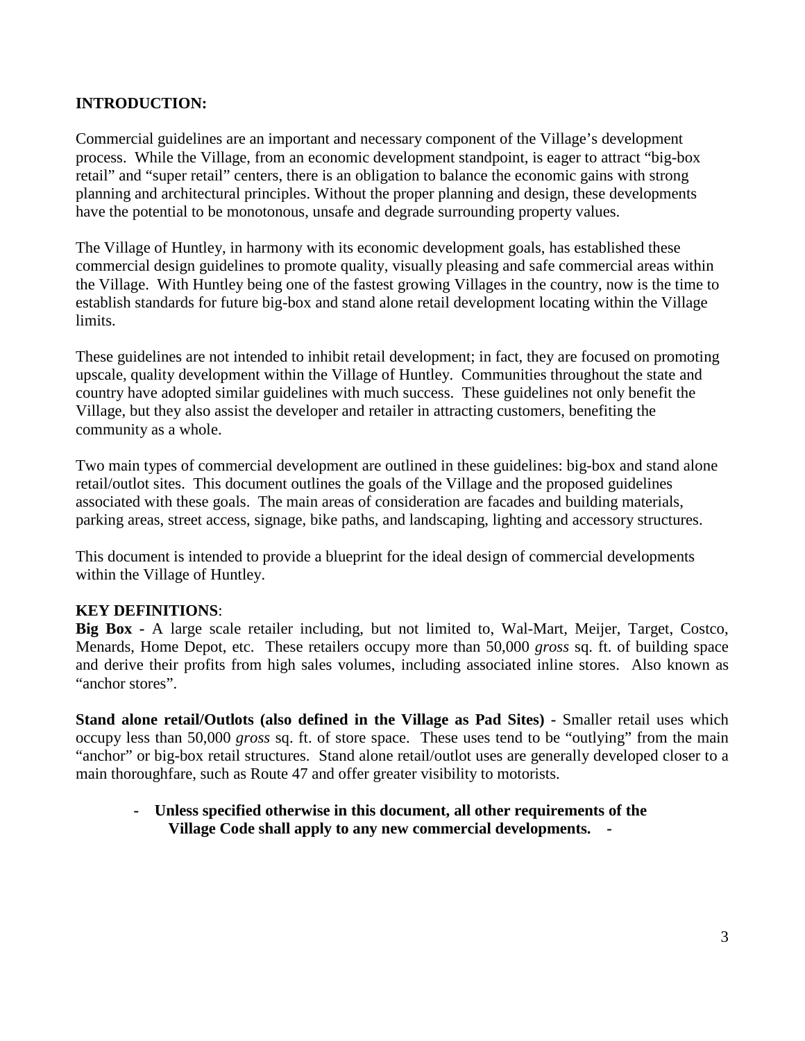## INTRODUCTION:

Commercial guidelines are an important and necessary component of the Village's development process. While the Village, from an economic development standpoint, is eager to attract "big-box retail" and "super retail" centers, there is an obligation to balance the economic gains with strong planning and architectural principles. Without the proper planning and design, these developments have the potential to be monotonous, unsafe and degrade surrounding property values.

The Village of Huntley, in harmony with its economic development goals, has established these commercial design guidelines to promote quality, visually pleasing and safe commercial areas within the Village. With Huntley being one of the fastest growing Villages in the country, now is the time to establish standards for future big-box and stand alone retail development locating within the Village limits.

These guidelines are not intended to inhibit retail development; in fact, they are focused on promoting upscale, quality development within the Village of Huntley. Communities throughout the state and country have adopted similar guidelines with much success. These guidelines not only benefit the Village, but they also assist the developer and retailer in attracting customers, benefiting the community as a whole.

Two main types of commercial development are outlined in these guidelines: big-box and stand alone retail/outlot sites. This document outlines the goals of the Village and the proposed guidelines associated with these goals. The main areas of consideration are facades and building materials, parking areas, street access, signage, bike paths, and landscaping, lighting and accessory structures.

This document is intended to provide a blueprint for the ideal design of commercial developments within the Village of Huntley.

## KEY DEFINITIONS:

**Big Box -** A large scale retailer including, but not limited to, Wal-Mart, Meijer, Target, Costco, Menards, Home Depot, etc. These retailers occupy more than 50,000 *gross* sq. ft. of building space and derive their profits from high sales volumes, including associated inline stores. Also known as "anchor stores".

**Stand alone retail/Outlots (also defined in the Village as Pad Sites) -** Smaller retail uses which occupy less than 50,000 *gross* sq. ft. of store space. These uses tend to be "outlying" from the main "anchor" or big-box retail structures. Stand alone retail/outlot uses are generally developed closer to a main thoroughfare, such as Route 47 and offer greater visibility to motorists.

- **Unless specified otherwise in this document, all other requirements of the Village Code shall apply to any new commercial developments. -**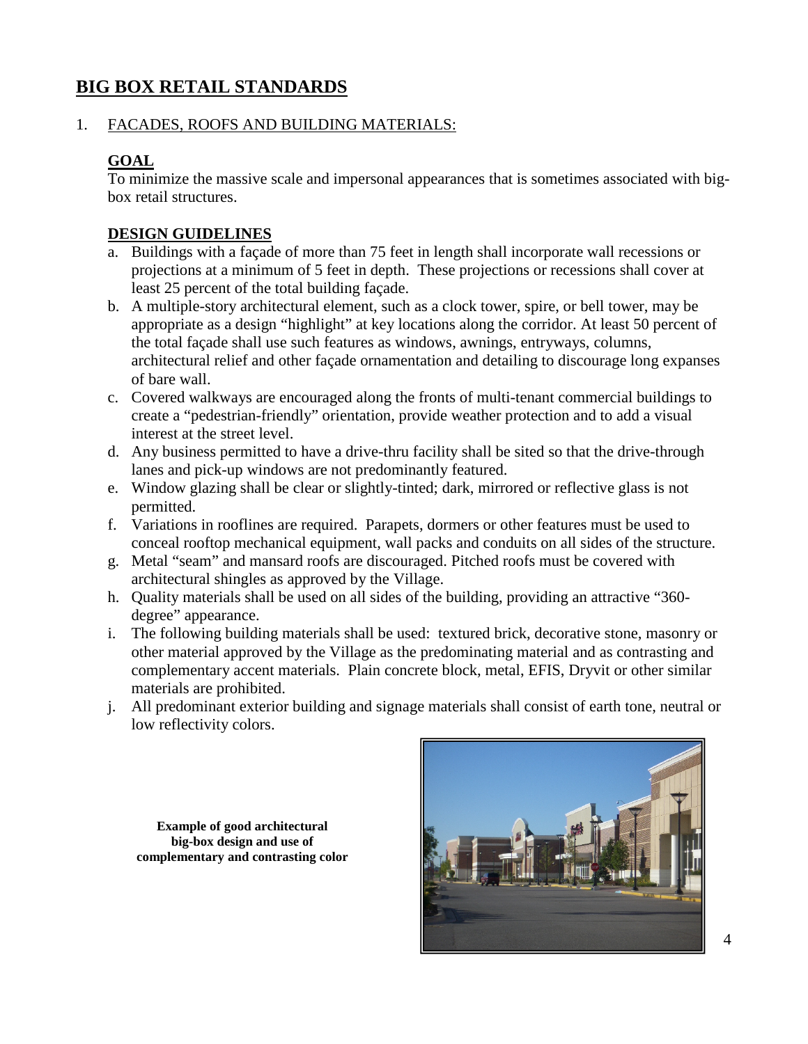# BIG BOX RETAIL STANDARDS

1. FACADES, ROOFS AND BUILDING MATERIALS:

**GOAL**

To minimize the massive scale and impersonal appearances that is sometimes associated with big-box retail structures.

**DESIGN GUIDELINES**

a. Buildings with a façade of more than 75 feet in length shall incorporate wall recessions or projections at a minimum of 5 feet in depth. These projections or recessions shall cover at least 25 percent of the total building façade.
b. A multiple-story architectural element, such as a clock tower, spire, or bell tower, may be appropriate as a design "highlight" at key locations along the corridor. At least 50 percent of the total façade shall use such features as windows, awnings, entryways, columns, architectural relief and other façade ornamentation and detailing to discourage long expanses of bare wall.
c. Covered walkways are encouraged along the fronts of multi-tenant commercial buildings to create a "pedestrian-friendly" orientation, provide weather protection and to add a visual interest at the street level.
d. Any business permitted to have a drive-thru facility shall be sited so that the drive-through lanes and pick-up windows are not predominantly featured.
e. Window glazing shall be clear or slightly-tinted; dark, mirrored or reflective glass is not permitted.
f. Variations in rooflines are required. Parapets, dormers or other features must be used to conceal rooftop mechanical equipment, wall packs and conduits on all sides of the structure.
g. Metal "seam" and mansard roofs are discouraged. Pitched roofs must be covered with architectural shingles as approved by the Village.
h. Quality materials shall be used on all sides of the building, providing an attractive "360-degree" appearance.
i. The following building materials shall be used: textured brick, decorative stone, masonry or other material approved by the Village as the predominating material and as contrasting and complementary accent materials. Plain concrete block, metal, EFIS, Dryvit or other similar materials are prohibited.
j. All predominant exterior building and signage materials shall consist of earth tone, neutral or low reflectivity colors.

**Example of good architectural big-box design and use of complementary and contrasting color**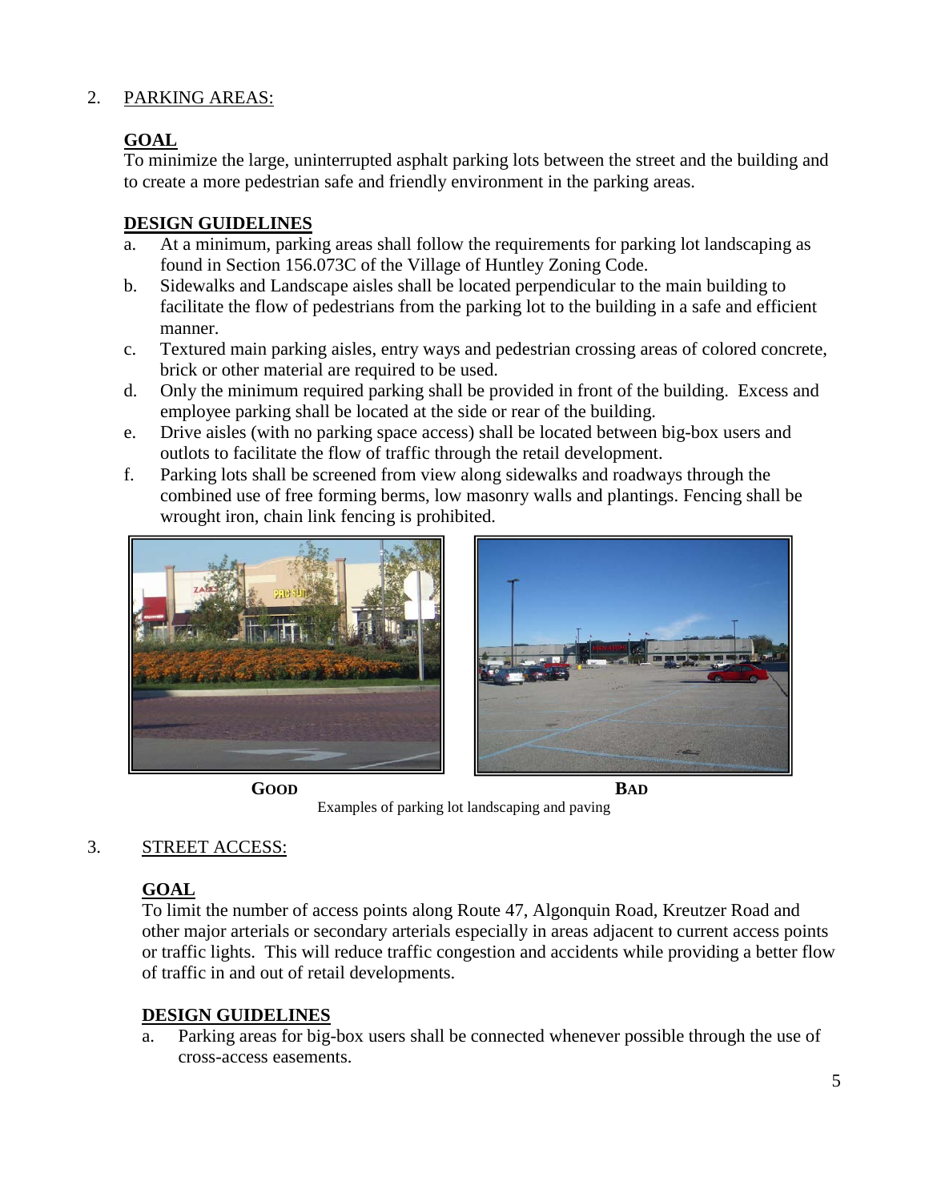## 2. PARKING AREAS:

### GOAL

To minimize the large, uninterrupted asphalt parking lots between the street and the building and to create a more pedestrian safe and friendly environment in the parking areas.

### DESIGN GUIDELINES

a. At a minimum, parking areas shall follow the requirements for parking lot landscaping as found in Section 156.073C of the Village of Huntley Zoning Code.
b. Sidewalks and Landscape aisles shall be located perpendicular to the main building to facilitate the flow of pedestrians from the parking lot to the building in a safe and efficient manner.
c. Textured main parking aisles, entry ways and pedestrian crossing areas of colored concrete, brick or other material are required to be used.
d. Only the minimum required parking shall be provided in front of the building. Excess and employee parking shall be located at the side or rear of the building.
e. Drive aisles (with no parking space access) shall be located between big-box users and outlots to facilitate the flow of traffic through the retail development.
f. Parking lots shall be screened from view along sidewalks and roadways through the combined use of free forming berms, low masonry walls and plantings. Fencing shall be wrought iron, chain link fencing is prohibited.

**GOOD** **BAD**

Examples of parking lot landscaping and paving

## 3. STREET ACCESS:

### GOAL

To limit the number of access points along Route 47, Algonquin Road, Kreutzer Road and other major arterials or secondary arterials especially in areas adjacent to current access points or traffic lights. This will reduce traffic congestion and accidents while providing a better flow of traffic in and out of retail developments.

### DESIGN GUIDELINES

a. Parking areas for big-box users shall be connected whenever possible through the use of cross-access easements.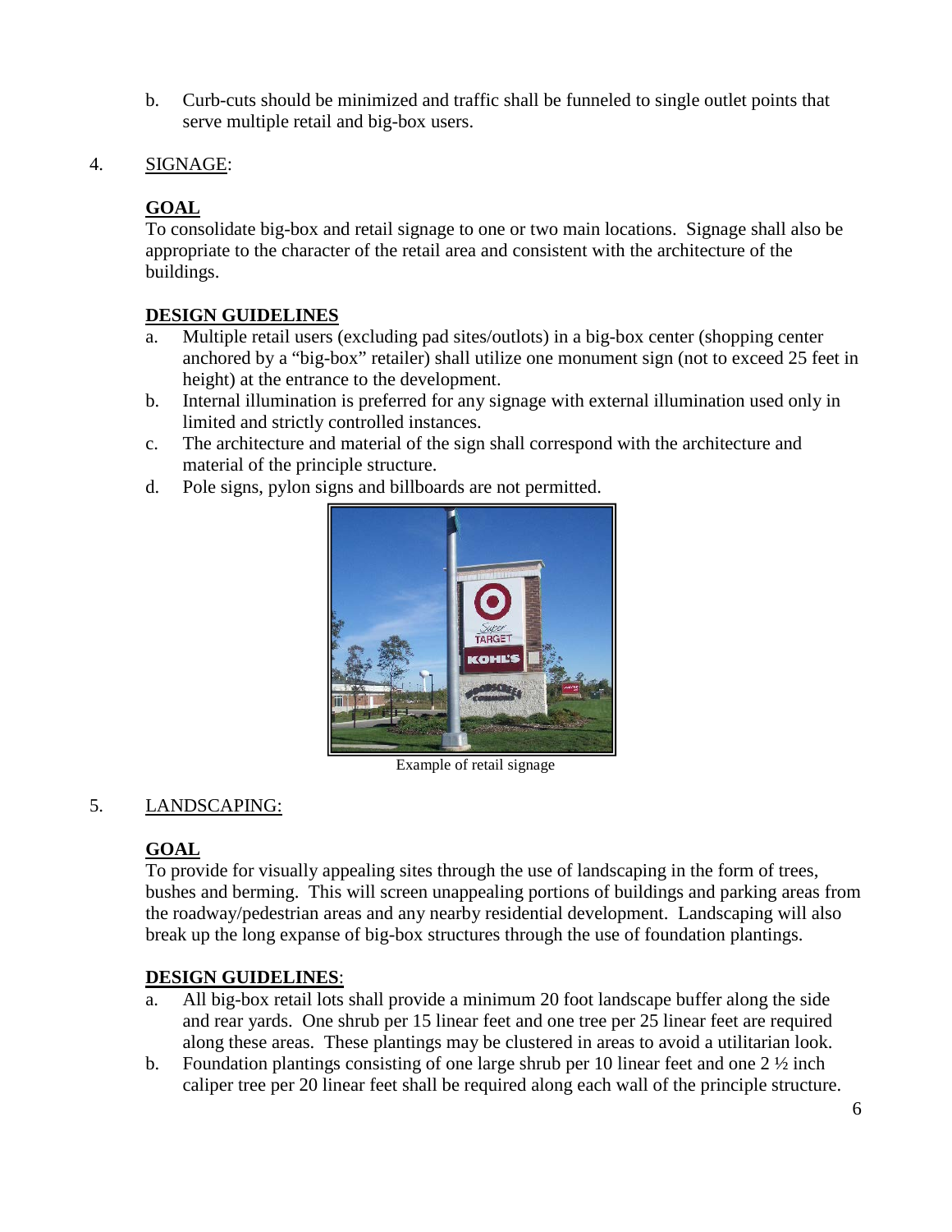b. Curb-cuts should be minimized and traffic shall be funneled to single outlet points that serve multiple retail and big-box users.

4. SIGNAGE:

**GOAL**

To consolidate big-box and retail signage to one or two main locations. Signage shall also be appropriate to the character of the retail area and consistent with the architecture of the buildings.

**DESIGN GUIDELINES**

a. Multiple retail users (excluding pad sites/outlots) in a big-box center (shopping center anchored by a "big-box" retailer) shall utilize one monument sign (not to exceed 25 feet in height) at the entrance to the development.
b. Internal illumination is preferred for any signage with external illumination used only in limited and strictly controlled instances.
c. The architecture and material of the sign shall correspond with the architecture and material of the principle structure.
d. Pole signs, pylon signs and billboards are not permitted.

Example of retail signage

5. LANDSCAPING:

**GOAL**

To provide for visually appealing sites through the use of landscaping in the form of trees, bushes and berming. This will screen unappealing portions of buildings and parking areas from the roadway/pedestrian areas and any nearby residential development. Landscaping will also break up the long expanse of big-box structures through the use of foundation plantings.

**DESIGN GUIDELINES**:

a. All big-box retail lots shall provide a minimum 20 foot landscape buffer along the side and rear yards. One shrub per 15 linear feet and one tree per 25 linear feet are required along these areas. These plantings may be clustered in areas to avoid a utilitarian look.
b. Foundation plantings consisting of one large shrub per 10 linear feet and one 2 ½ inch caliper tree per 20 linear feet shall be required along each wall of the principle structure.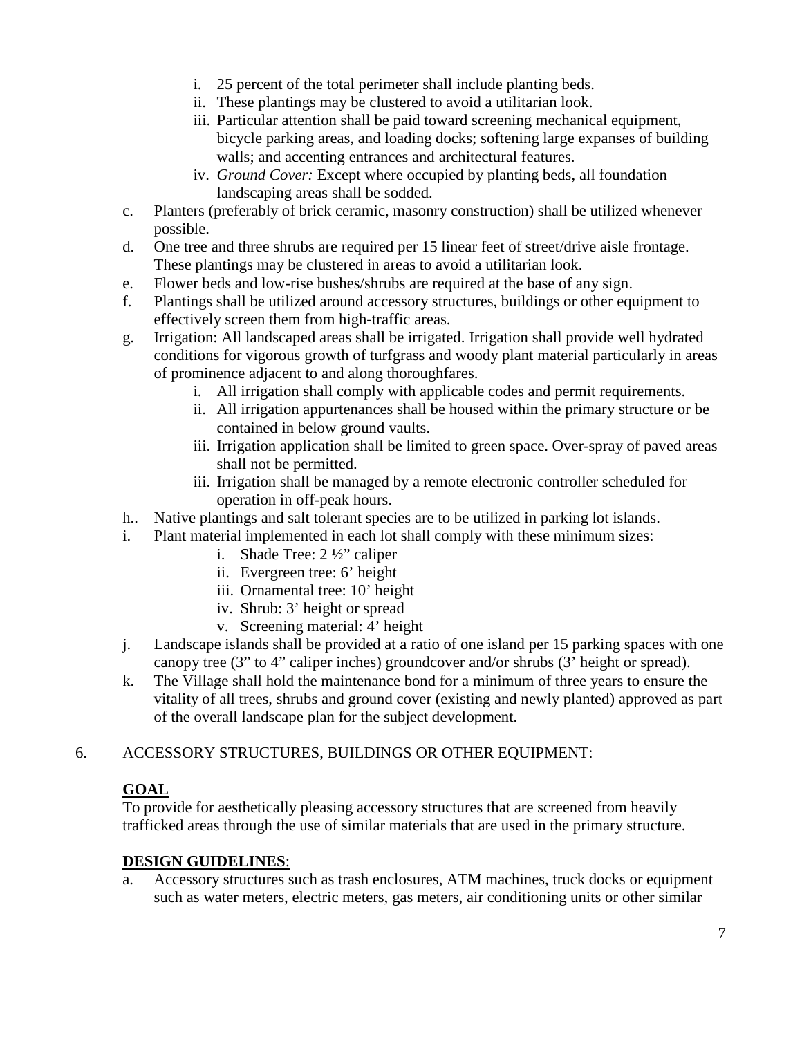i. 25 percent of the total perimeter shall include planting beds.
   ii. These plantings may be clustered to avoid a utilitarian look.
   iii. Particular attention shall be paid toward screening mechanical equipment, bicycle parking areas, and loading docks; softening large expanses of building walls; and accenting entrances and architectural features.
   iv. *Ground Cover:* Except where occupied by planting beds, all foundation landscaping areas shall be sodded.

c. Planters (preferably of brick ceramic, masonry construction) shall be utilized whenever possible.

d. One tree and three shrubs are required per 15 linear feet of street/drive aisle frontage. These plantings may be clustered in areas to avoid a utilitarian look.

e. Flower beds and low-rise bushes/shrubs are required at the base of any sign.

f. Plantings shall be utilized around accessory structures, buildings or other equipment to effectively screen them from high-traffic areas.

g. Irrigation: All landscaped areas shall be irrigated. Irrigation shall provide well hydrated conditions for vigorous growth of turfgrass and woody plant material particularly in areas of prominence adjacent to and along thoroughfares.
   i. All irrigation shall comply with applicable codes and permit requirements.
   ii. All irrigation appurtenances shall be housed within the primary structure or be contained in below ground vaults.
   iii. Irrigation application shall be limited to green space. Over-spray of paved areas shall not be permitted.
   iii. Irrigation shall be managed by a remote electronic controller scheduled for operation in off-peak hours.

h.. Native plantings and salt tolerant species are to be utilized in parking lot islands.

i. Plant material implemented in each lot shall comply with these minimum sizes:
   i. Shade Tree: 2 ½" caliper
   ii. Evergreen tree: 6' height
   iii. Ornamental tree: 10' height
   iv. Shrub: 3' height or spread
   v. Screening material: 4' height

j. Landscape islands shall be provided at a ratio of one island per 15 parking spaces with one canopy tree (3" to 4" caliper inches) groundcover and/or shrubs (3' height or spread).

k. The Village shall hold the maintenance bond for a minimum of three years to ensure the vitality of all trees, shrubs and ground cover (existing and newly planted) approved as part of the overall landscape plan for the subject development.

6. ACCESSORY STRUCTURES, BUILDINGS OR OTHER EQUIPMENT:

**GOAL**

To provide for aesthetically pleasing accessory structures that are screened from heavily trafficked areas through the use of similar materials that are used in the primary structure.

**DESIGN GUIDELINES**:

a. Accessory structures such as trash enclosures, ATM machines, truck docks or equipment such as water meters, electric meters, gas meters, air conditioning units or other similar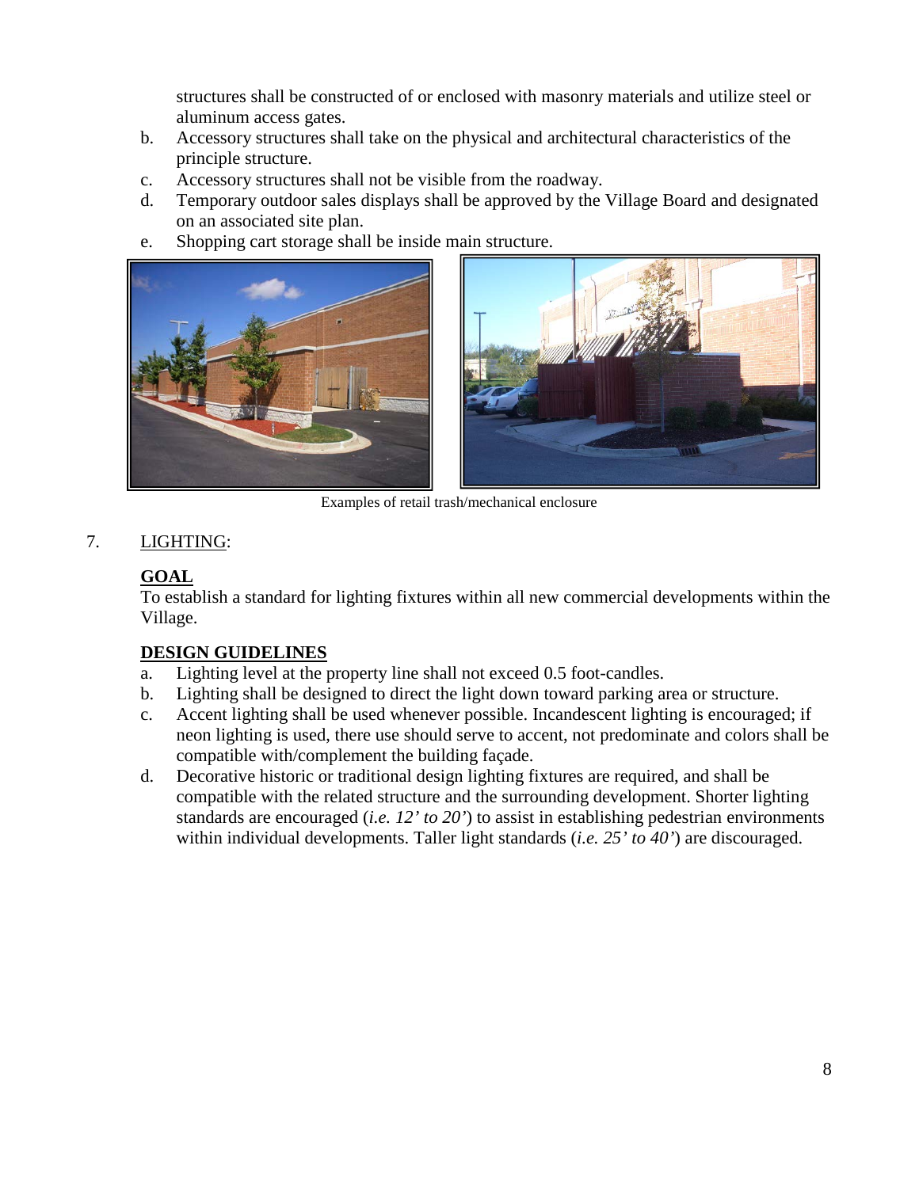structures shall be constructed of or enclosed with masonry materials and utilize steel or aluminum access gates.

b. Accessory structures shall take on the physical and architectural characteristics of the principle structure.
c. Accessory structures shall not be visible from the roadway.
d. Temporary outdoor sales displays shall be approved by the Village Board and designated on an associated site plan.
e. Shopping cart storage shall be inside main structure.

Examples of retail trash/mechanical enclosure

7. LIGHTING:

**GOAL**

To establish a standard for lighting fixtures within all new commercial developments within the Village.

**DESIGN GUIDELINES**

a. Lighting level at the property line shall not exceed 0.5 foot-candles.
b. Lighting shall be designed to direct the light down toward parking area or structure.
c. Accent lighting shall be used whenever possible. Incandescent lighting is encouraged; if neon lighting is used, there use should serve to accent, not predominate and colors shall be compatible with/complement the building façade.
d. Decorative historic or traditional design lighting fixtures are required, and shall be compatible with the related structure and the surrounding development. Shorter lighting standards are encouraged (*i.e. 12' to 20'*) to assist in establishing pedestrian environments within individual developments. Taller light standards (*i.e. 25' to 40'*) are discouraged.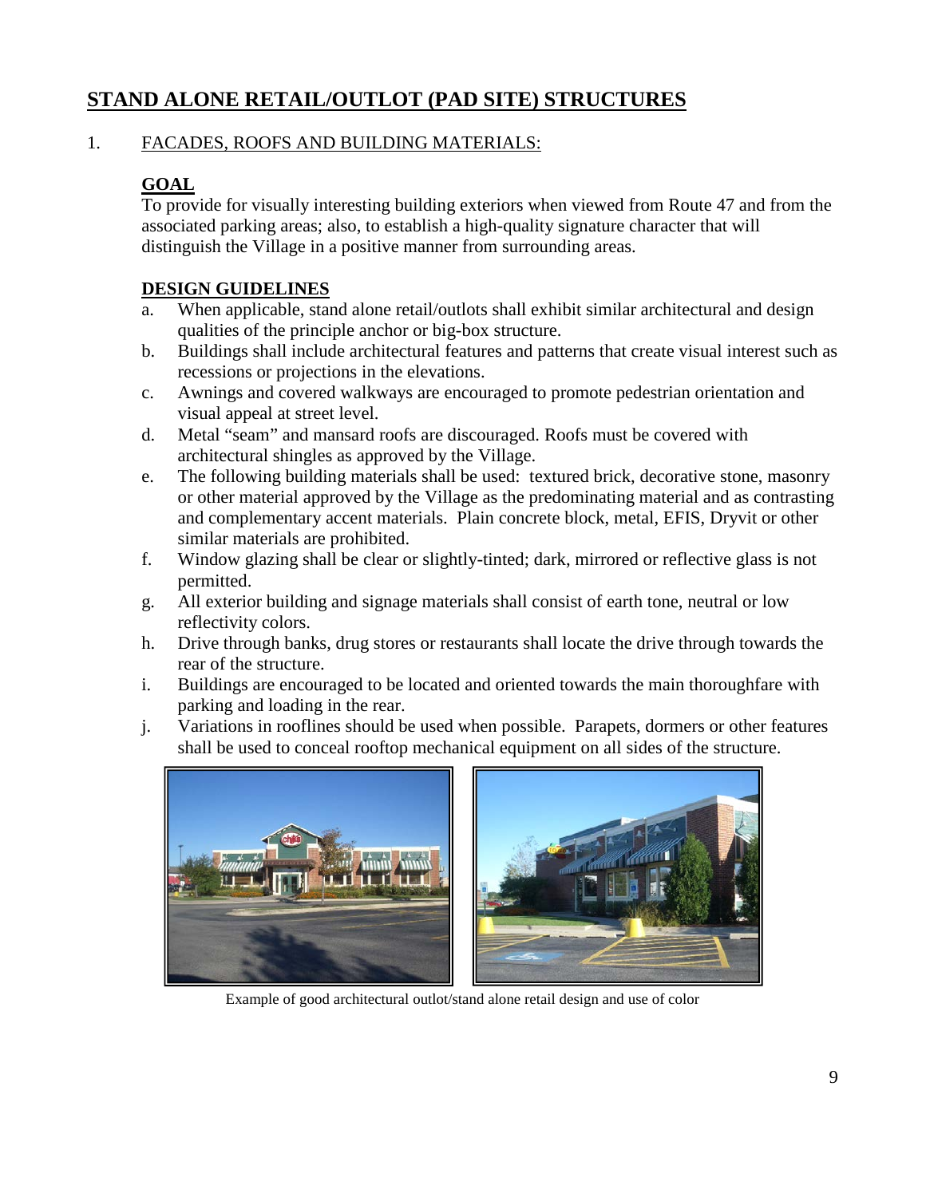# STAND ALONE RETAIL/OUTLOT (PAD SITE) STRUCTURES

1. FACADES, ROOFS AND BUILDING MATERIALS:

**GOAL**

To provide for visually interesting building exteriors when viewed from Route 47 and from the associated parking areas; also, to establish a high-quality signature character that will distinguish the Village in a positive manner from surrounding areas.

**DESIGN GUIDELINES**

a. When applicable, stand alone retail/outlots shall exhibit similar architectural and design qualities of the principle anchor or big-box structure.

b. Buildings shall include architectural features and patterns that create visual interest such as recessions or projections in the elevations.

c. Awnings and covered walkways are encouraged to promote pedestrian orientation and visual appeal at street level.

d. Metal "seam" and mansard roofs are discouraged. Roofs must be covered with architectural shingles as approved by the Village.

e. The following building materials shall be used: textured brick, decorative stone, masonry or other material approved by the Village as the predominating material and as contrasting and complementary accent materials. Plain concrete block, metal, EFIS, Dryvit or other similar materials are prohibited.

f. Window glazing shall be clear or slightly-tinted; dark, mirrored or reflective glass is not permitted.

g. All exterior building and signage materials shall consist of earth tone, neutral or low reflectivity colors.

h. Drive through banks, drug stores or restaurants shall locate the drive through towards the rear of the structure.

i. Buildings are encouraged to be located and oriented towards the main thoroughfare with parking and loading in the rear.

j. Variations in rooflines should be used when possible. Parapets, dormers or other features shall be used to conceal rooftop mechanical equipment on all sides of the structure.

Example of good architectural outlot/stand alone retail design and use of color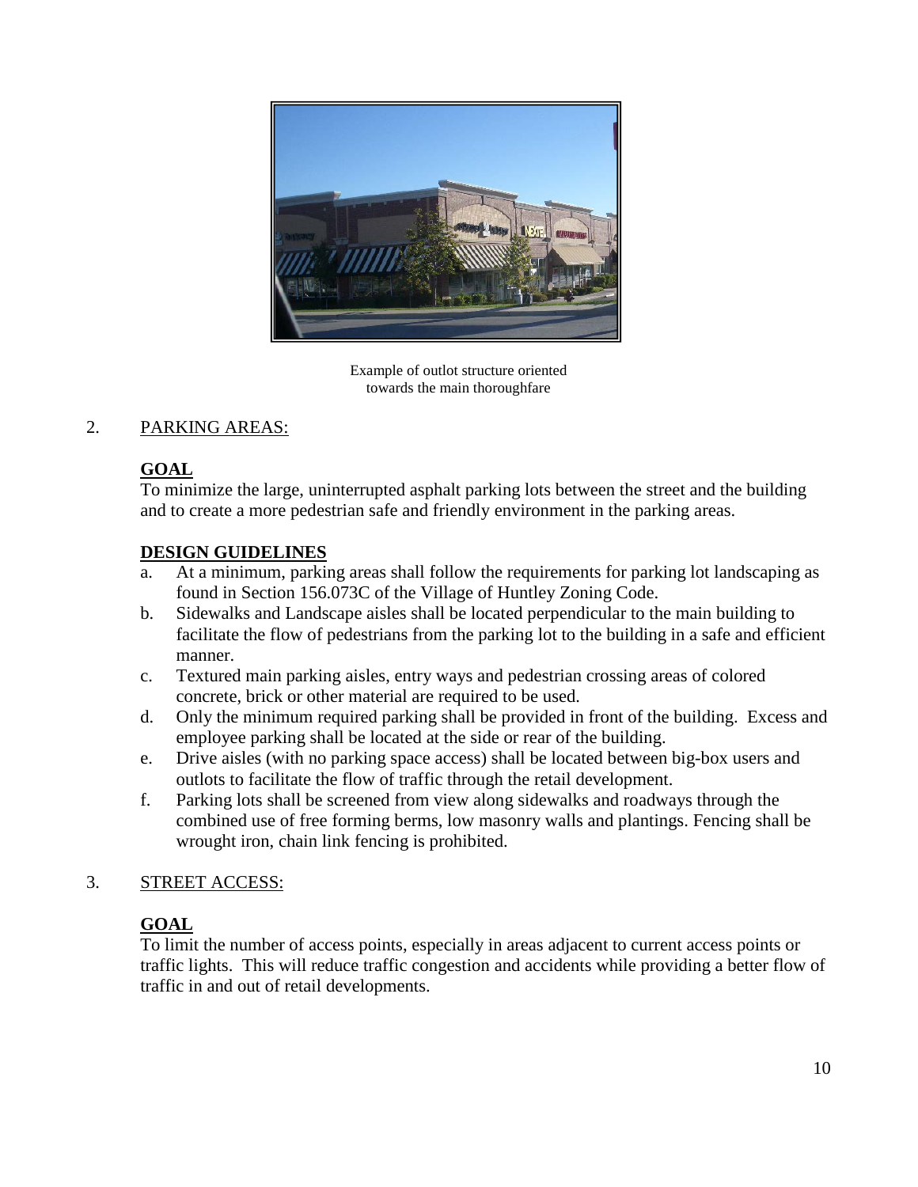Example of outlot structure oriented towards the main thoroughfare

2. PARKING AREAS:

**GOAL**

To minimize the large, uninterrupted asphalt parking lots between the street and the building and to create a more pedestrian safe and friendly environment in the parking areas.

**DESIGN GUIDELINES**

a. At a minimum, parking areas shall follow the requirements for parking lot landscaping as found in Section 156.073C of the Village of Huntley Zoning Code.
b. Sidewalks and Landscape aisles shall be located perpendicular to the main building to facilitate the flow of pedestrians from the parking lot to the building in a safe and efficient manner.
c. Textured main parking aisles, entry ways and pedestrian crossing areas of colored concrete, brick or other material are required to be used.
d. Only the minimum required parking shall be provided in front of the building. Excess and employee parking shall be located at the side or rear of the building.
e. Drive aisles (with no parking space access) shall be located between big-box users and outlots to facilitate the flow of traffic through the retail development.
f. Parking lots shall be screened from view along sidewalks and roadways through the combined use of free forming berms, low masonry walls and plantings. Fencing shall be wrought iron, chain link fencing is prohibited.

3. STREET ACCESS:

**GOAL**

To limit the number of access points, especially in areas adjacent to current access points or traffic lights. This will reduce traffic congestion and accidents while providing a better flow of traffic in and out of retail developments.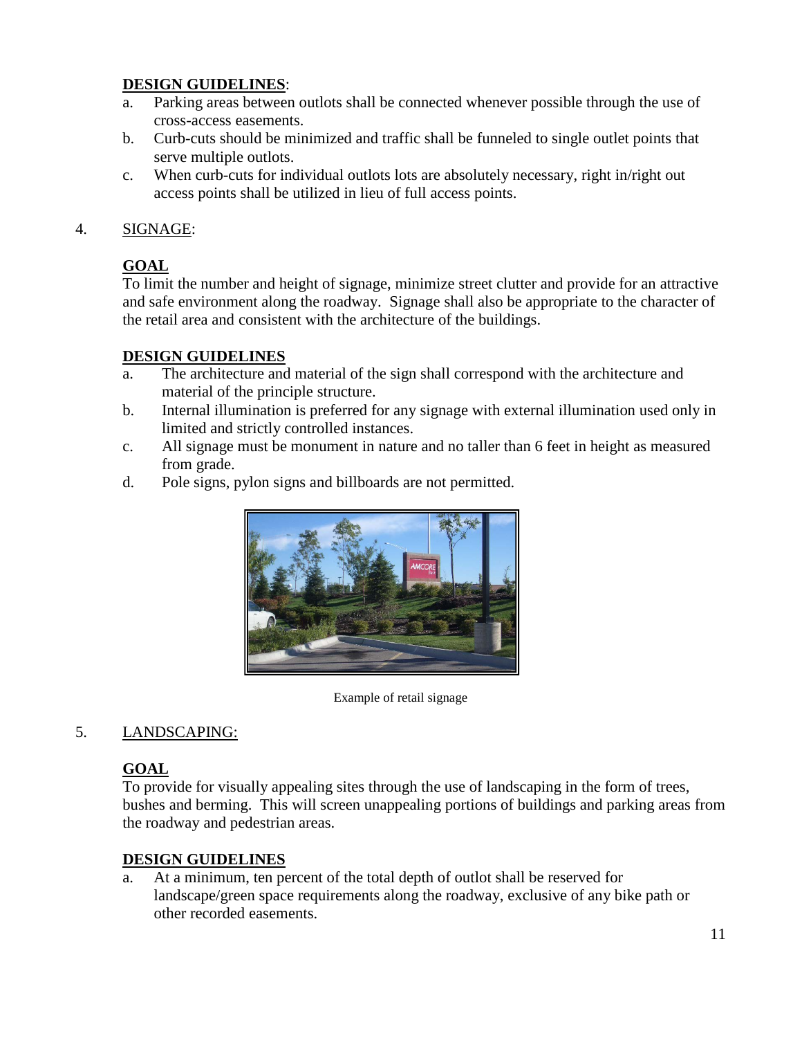**DESIGN GUIDELINES**:

a. Parking areas between outlots shall be connected whenever possible through the use of cross-access easements.

b. Curb-cuts should be minimized and traffic shall be funneled to single outlet points that serve multiple outlots.

c. When curb-cuts for individual outlots lots are absolutely necessary, right in/right out access points shall be utilized in lieu of full access points.

4. SIGNAGE:

**GOAL**

To limit the number and height of signage, minimize street clutter and provide for an attractive and safe environment along the roadway. Signage shall also be appropriate to the character of the retail area and consistent with the architecture of the buildings.

**DESIGN GUIDELINES**

a. The architecture and material of the sign shall correspond with the architecture and material of the principle structure.

b. Internal illumination is preferred for any signage with external illumination used only in limited and strictly controlled instances.

c. All signage must be monument in nature and no taller than 6 feet in height as measured from grade.

d. Pole signs, pylon signs and billboards are not permitted.

Example of retail signage

5. LANDSCAPING:

**GOAL**

To provide for visually appealing sites through the use of landscaping in the form of trees, bushes and berming. This will screen unappealing portions of buildings and parking areas from the roadway and pedestrian areas.

**DESIGN GUIDELINES**

a. At a minimum, ten percent of the total depth of outlot shall be reserved for landscape/green space requirements along the roadway, exclusive of any bike path or other recorded easements.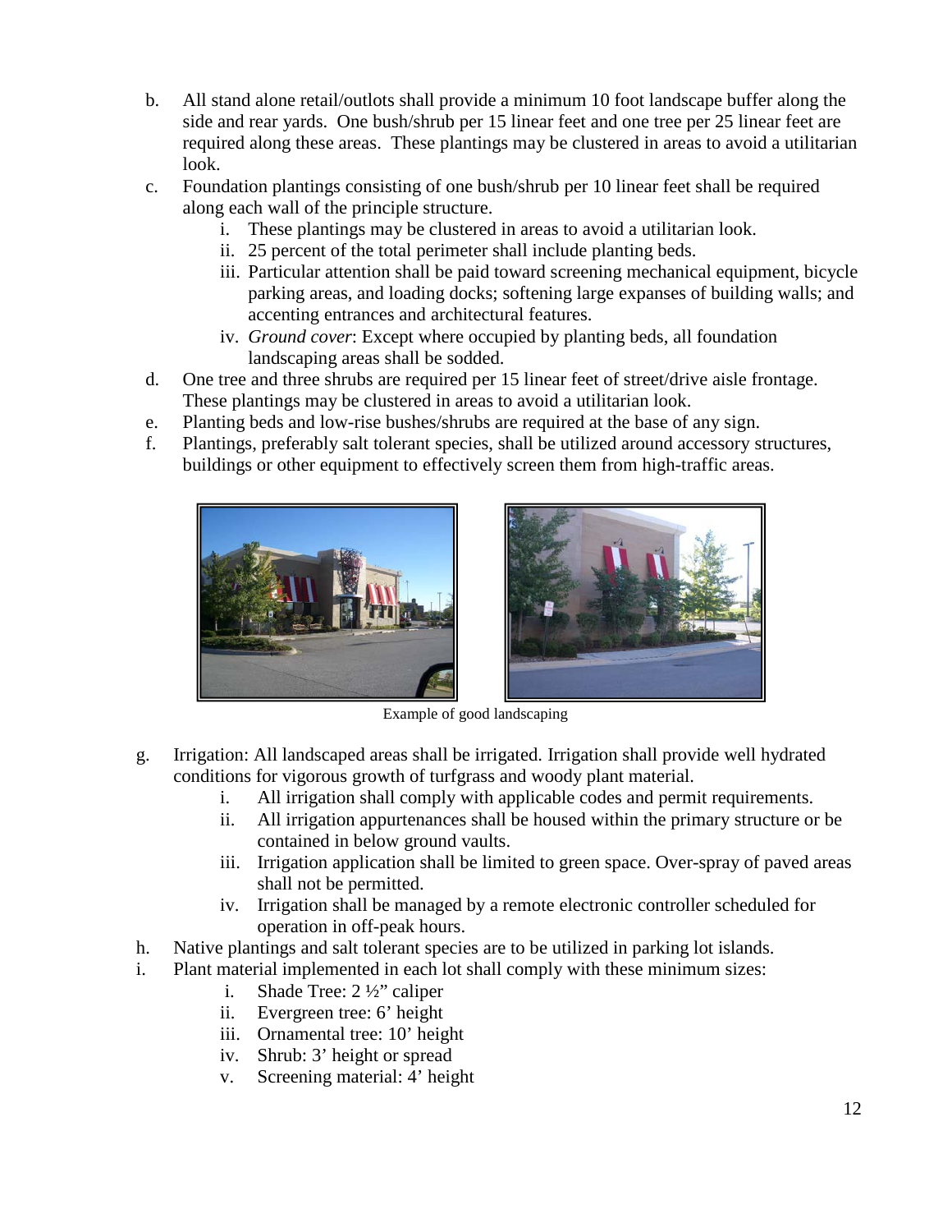b. All stand alone retail/outlots shall provide a minimum 10 foot landscape buffer along the side and rear yards. One bush/shrub per 15 linear feet and one tree per 25 linear feet are required along these areas. These plantings may be clustered in areas to avoid a utilitarian look.

c. Foundation plantings consisting of one bush/shrub per 10 linear feet shall be required along each wall of the principle structure.

    i. These plantings may be clustered in areas to avoid a utilitarian look.

    ii. 25 percent of the total perimeter shall include planting beds.

    iii. Particular attention shall be paid toward screening mechanical equipment, bicycle parking areas, and loading docks; softening large expanses of building walls; and accenting entrances and architectural features.

    iv. *Ground cover*: Except where occupied by planting beds, all foundation landscaping areas shall be sodded.

d. One tree and three shrubs are required per 15 linear feet of street/drive aisle frontage. These plantings may be clustered in areas to avoid a utilitarian look.

e. Planting beds and low-rise bushes/shrubs are required at the base of any sign.

f. Plantings, preferably salt tolerant species, shall be utilized around accessory structures, buildings or other equipment to effectively screen them from high-traffic areas.

Example of good landscaping

g. Irrigation: All landscaped areas shall be irrigated. Irrigation shall provide well hydrated conditions for vigorous growth of turfgrass and woody plant material.

    i. All irrigation shall comply with applicable codes and permit requirements.

    ii. All irrigation appurtenances shall be housed within the primary structure or be contained in below ground vaults.

    iii. Irrigation application shall be limited to green space. Over-spray of paved areas shall not be permitted.

    iv. Irrigation shall be managed by a remote electronic controller scheduled for operation in off-peak hours.

h. Native plantings and salt tolerant species are to be utilized in parking lot islands.

i. Plant material implemented in each lot shall comply with these minimum sizes:

    i. Shade Tree: 2 ½" caliper

    ii. Evergreen tree: 6' height

    iii. Ornamental tree: 10' height

    iv. Shrub: 3' height or spread

    v. Screening material: 4' height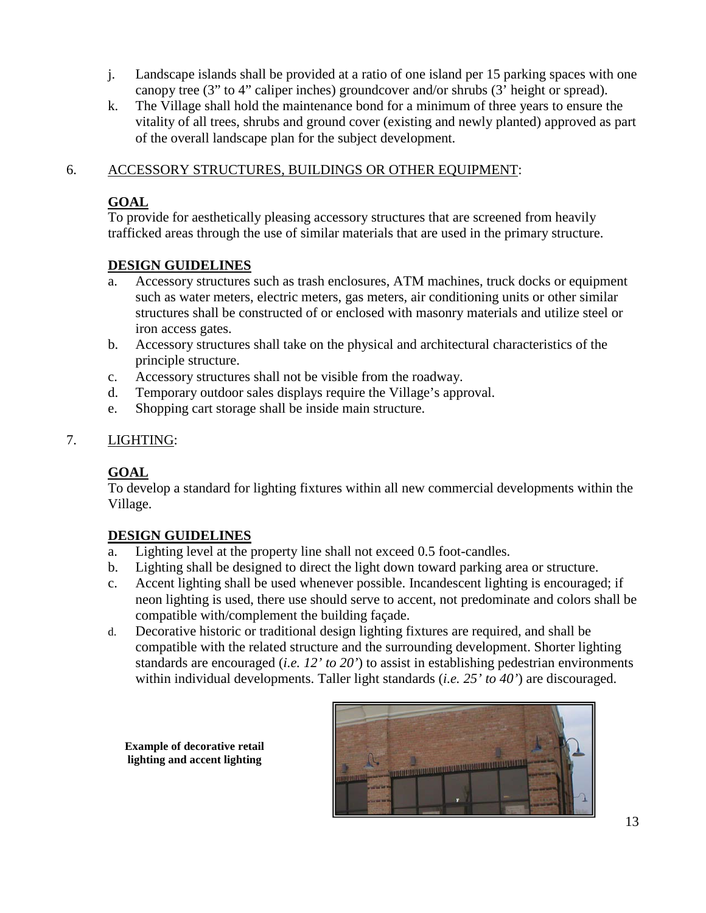j. Landscape islands shall be provided at a ratio of one island per 15 parking spaces with one canopy tree (3" to 4" caliper inches) groundcover and/or shrubs (3' height or spread).

k. The Village shall hold the maintenance bond for a minimum of three years to ensure the vitality of all trees, shrubs and ground cover (existing and newly planted) approved as part of the overall landscape plan for the subject development.

6. ACCESSORY STRUCTURES, BUILDINGS OR OTHER EQUIPMENT:

**GOAL**

To provide for aesthetically pleasing accessory structures that are screened from heavily trafficked areas through the use of similar materials that are used in the primary structure.

**DESIGN GUIDELINES**

a. Accessory structures such as trash enclosures, ATM machines, truck docks or equipment such as water meters, electric meters, gas meters, air conditioning units or other similar structures shall be constructed of or enclosed with masonry materials and utilize steel or iron access gates.
b. Accessory structures shall take on the physical and architectural characteristics of the principle structure.
c. Accessory structures shall not be visible from the roadway.
d. Temporary outdoor sales displays require the Village's approval.
e. Shopping cart storage shall be inside main structure.

7. LIGHTING:

**GOAL**

To develop a standard for lighting fixtures within all new commercial developments within the Village.

**DESIGN GUIDELINES**

a. Lighting level at the property line shall not exceed 0.5 foot-candles.
b. Lighting shall be designed to direct the light down toward parking area or structure.
c. Accent lighting shall be used whenever possible. Incandescent lighting is encouraged; if neon lighting is used, there use should serve to accent, not predominate and colors shall be compatible with/complement the building façade.
d. Decorative historic or traditional design lighting fixtures are required, and shall be compatible with the related structure and the surrounding development. Shorter lighting standards are encouraged (*i.e. 12' to 20'*) to assist in establishing pedestrian environments within individual developments. Taller light standards (*i.e. 25' to 40'*) are discouraged.

**Example of decorative retail lighting and accent lighting**